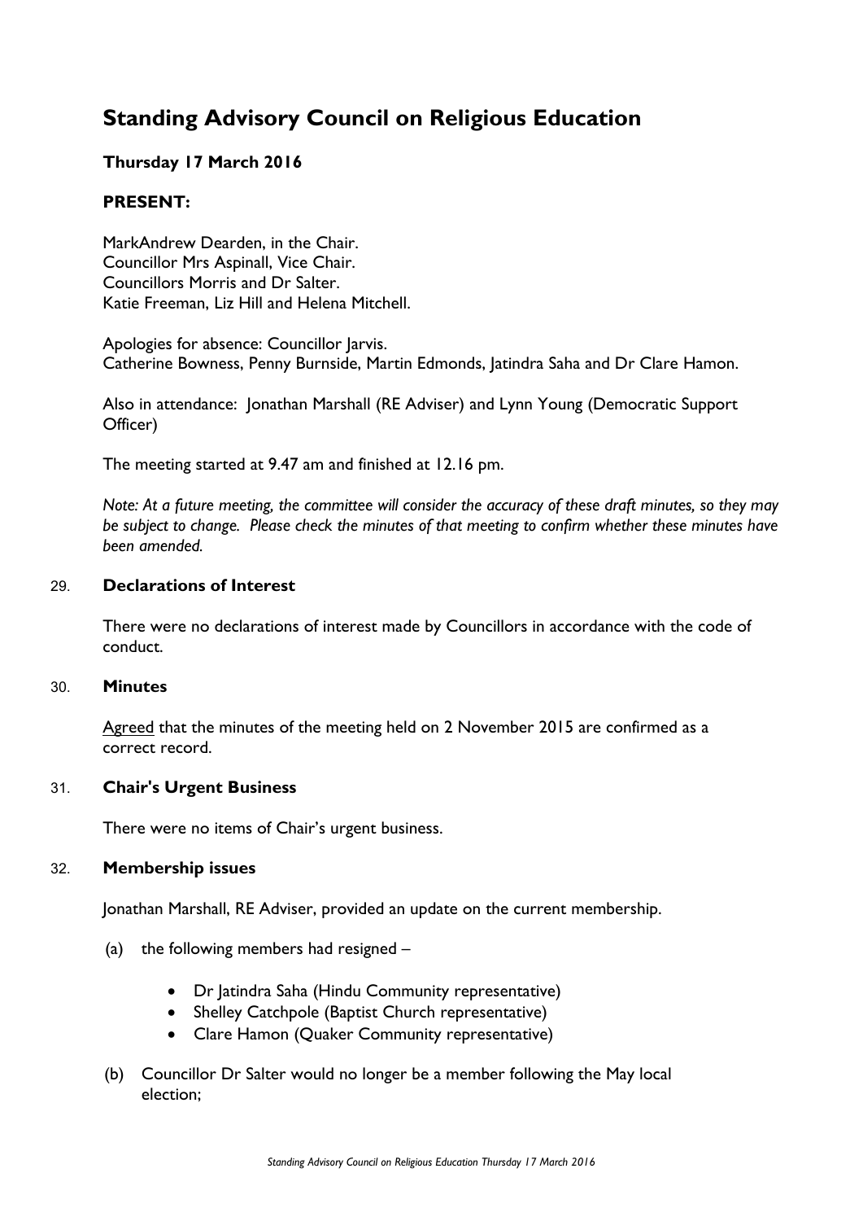# Standing Advisory Council on Religious Education

## Thursday 17 March 2016

### PRESENT:

MarkAndrew Dearden, in the Chair.
Councillor Mrs Aspinall, Vice Chair.
Councillors Morris and Dr Salter.
Katie Freeman, Liz Hill and Helena Mitchell.

Apologies for absence: Councillor Jarvis.
Catherine Bowness, Penny Burnside, Martin Edmonds, Jatindra Saha and Dr Clare Hamon.

Also in attendance: Jonathan Marshall (RE Adviser) and Lynn Young (Democratic Support Officer)

The meeting started at 9.47 am and finished at 12.16 pm.

*Note: At a future meeting, the committee will consider the accuracy of these draft minutes, so they may be subject to change. Please check the minutes of that meeting to confirm whether these minutes have been amended.*

### 29. Declarations of Interest

There were no declarations of interest made by Councillors in accordance with the code of conduct.

### 30. Minutes

Agreed that the minutes of the meeting held on 2 November 2015 are confirmed as a correct record.

### 31. Chair's Urgent Business

There were no items of Chair's urgent business.

### 32. Membership issues

Jonathan Marshall, RE Adviser, provided an update on the current membership.

(a) the following members had resigned –

- Dr Jatindra Saha (Hindu Community representative)
- Shelley Catchpole (Baptist Church representative)
- Clare Hamon (Quaker Community representative)

(b) Councillor Dr Salter would no longer be a member following the May local election;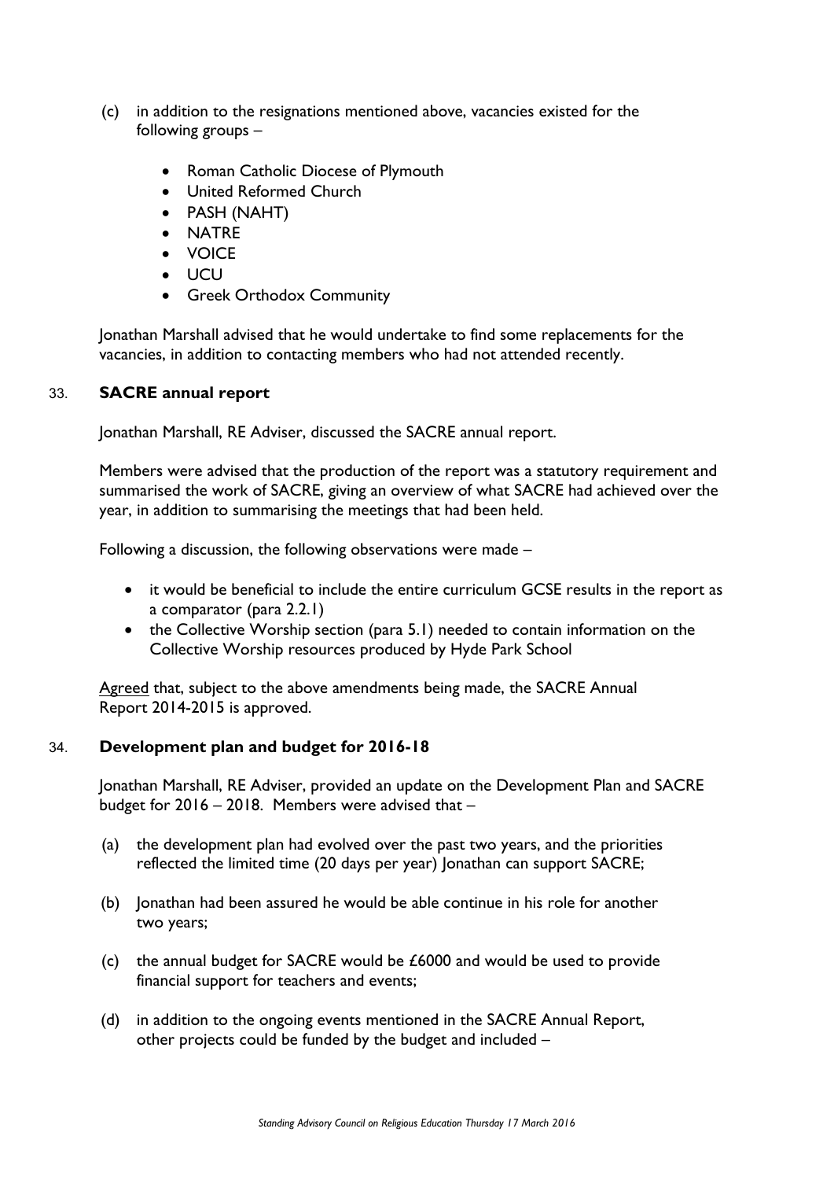(c) in addition to the resignations mentioned above, vacancies existed for the following groups –

- Roman Catholic Diocese of Plymouth
- United Reformed Church
- PASH (NAHT)
- NATRE
- VOICE
- UCU
- Greek Orthodox Community

Jonathan Marshall advised that he would undertake to find some replacements for the vacancies, in addition to contacting members who had not attended recently.

## 33. SACRE annual report

Jonathan Marshall, RE Adviser, discussed the SACRE annual report.

Members were advised that the production of the report was a statutory requirement and summarised the work of SACRE, giving an overview of what SACRE had achieved over the year, in addition to summarising the meetings that had been held.

Following a discussion, the following observations were made –

- it would be beneficial to include the entire curriculum GCSE results in the report as a comparator (para 2.2.1)
- the Collective Worship section (para 5.1) needed to contain information on the Collective Worship resources produced by Hyde Park School

Agreed that, subject to the above amendments being made, the SACRE Annual Report 2014-2015 is approved.

## 34. Development plan and budget for 2016-18

Jonathan Marshall, RE Adviser, provided an update on the Development Plan and SACRE budget for 2016 – 2018. Members were advised that –

(a) the development plan had evolved over the past two years, and the priorities reflected the limited time (20 days per year) Jonathan can support SACRE;

(b) Jonathan had been assured he would be able continue in his role for another two years;

(c) the annual budget for SACRE would be £6000 and would be used to provide financial support for teachers and events;

(d) in addition to the ongoing events mentioned in the SACRE Annual Report, other projects could be funded by the budget and included –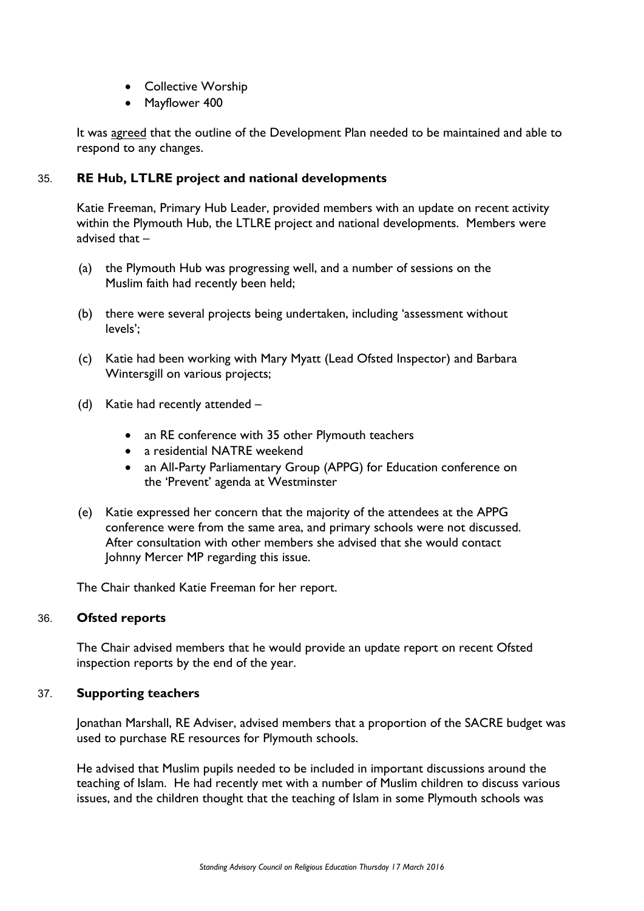- Collective Worship
- Mayflower 400

It was agreed that the outline of the Development Plan needed to be maintained and able to respond to any changes.

### 35. RE Hub, LTLRE project and national developments

Katie Freeman, Primary Hub Leader, provided members with an update on recent activity within the Plymouth Hub, the LTLRE project and national developments. Members were advised that –

(a) the Plymouth Hub was progressing well, and a number of sessions on the Muslim faith had recently been held;

(b) there were several projects being undertaken, including 'assessment without levels';

(c) Katie had been working with Mary Myatt (Lead Ofsted Inspector) and Barbara Wintersgill on various projects;

(d) Katie had recently attended –

- an RE conference with 35 other Plymouth teachers
- a residential NATRE weekend
- an All-Party Parliamentary Group (APPG) for Education conference on the 'Prevent' agenda at Westminster

(e) Katie expressed her concern that the majority of the attendees at the APPG conference were from the same area, and primary schools were not discussed. After consultation with other members she advised that she would contact Johnny Mercer MP regarding this issue.

The Chair thanked Katie Freeman for her report.

### 36. Ofsted reports

The Chair advised members that he would provide an update report on recent Ofsted inspection reports by the end of the year.

### 37. Supporting teachers

Jonathan Marshall, RE Adviser, advised members that a proportion of the SACRE budget was used to purchase RE resources for Plymouth schools.

He advised that Muslim pupils needed to be included in important discussions around the teaching of Islam. He had recently met with a number of Muslim children to discuss various issues, and the children thought that the teaching of Islam in some Plymouth schools was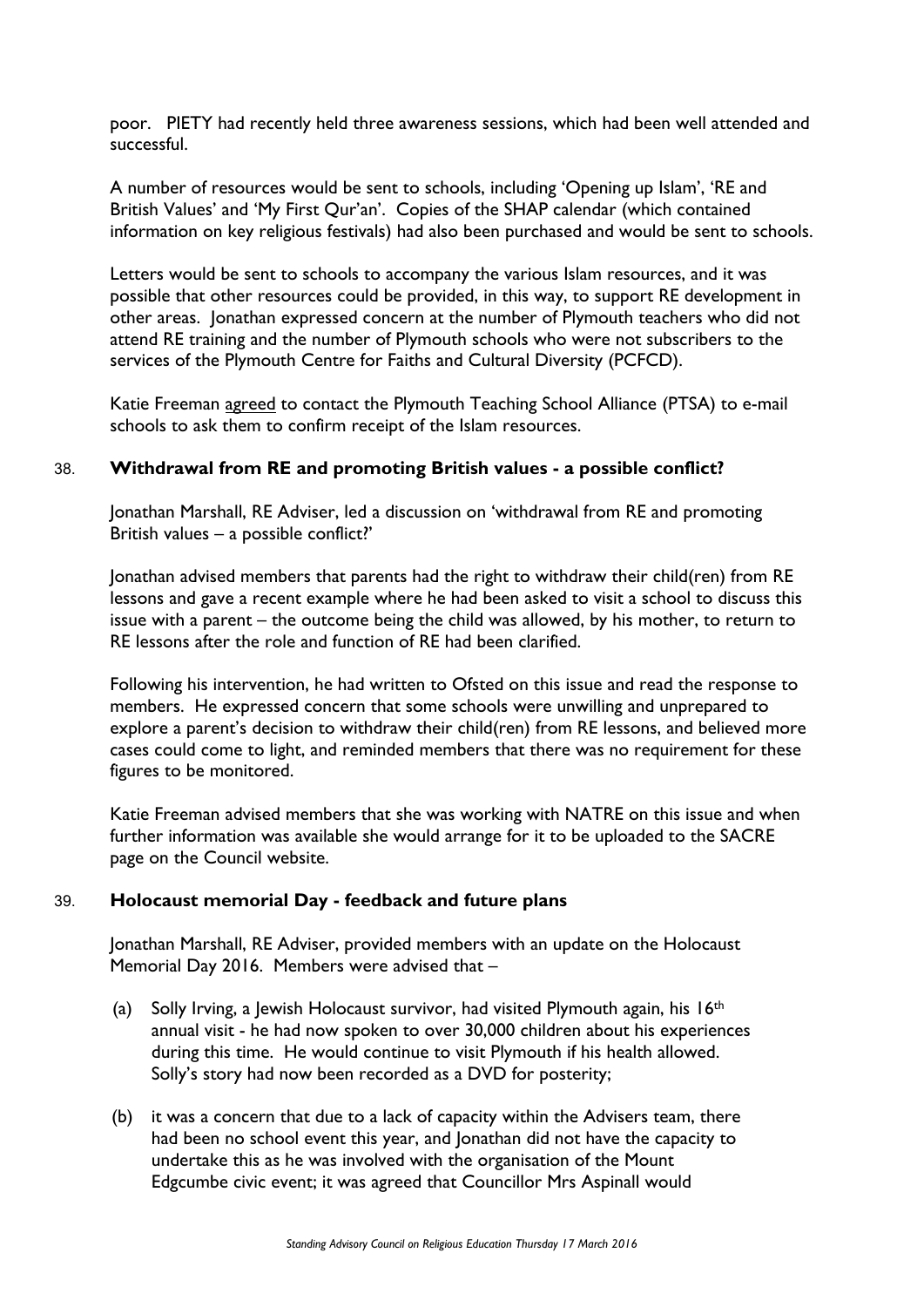poor. PIETY had recently held three awareness sessions, which had been well attended and successful.

A number of resources would be sent to schools, including 'Opening up Islam', 'RE and British Values' and 'My First Qur'an'. Copies of the SHAP calendar (which contained information on key religious festivals) had also been purchased and would be sent to schools.

Letters would be sent to schools to accompany the various Islam resources, and it was possible that other resources could be provided, in this way, to support RE development in other areas. Jonathan expressed concern at the number of Plymouth teachers who did not attend RE training and the number of Plymouth schools who were not subscribers to the services of the Plymouth Centre for Faiths and Cultural Diversity (PCFCD).

Katie Freeman agreed to contact the Plymouth Teaching School Alliance (PTSA) to e-mail schools to ask them to confirm receipt of the Islam resources.

## 38. Withdrawal from RE and promoting British values - a possible conflict?

Jonathan Marshall, RE Adviser, led a discussion on 'withdrawal from RE and promoting British values – a possible conflict?'

Jonathan advised members that parents had the right to withdraw their child(ren) from RE lessons and gave a recent example where he had been asked to visit a school to discuss this issue with a parent – the outcome being the child was allowed, by his mother, to return to RE lessons after the role and function of RE had been clarified.

Following his intervention, he had written to Ofsted on this issue and read the response to members. He expressed concern that some schools were unwilling and unprepared to explore a parent's decision to withdraw their child(ren) from RE lessons, and believed more cases could come to light, and reminded members that there was no requirement for these figures to be monitored.

Katie Freeman advised members that she was working with NATRE on this issue and when further information was available she would arrange for it to be uploaded to the SACRE page on the Council website.

## 39. Holocaust memorial Day - feedback and future plans

Jonathan Marshall, RE Adviser, provided members with an update on the Holocaust Memorial Day 2016. Members were advised that –

(a) Solly Irving, a Jewish Holocaust survivor, had visited Plymouth again, his 16th annual visit - he had now spoken to over 30,000 children about his experiences during this time. He would continue to visit Plymouth if his health allowed. Solly's story had now been recorded as a DVD for posterity;

(b) it was a concern that due to a lack of capacity within the Advisers team, there had been no school event this year, and Jonathan did not have the capacity to undertake this as he was involved with the organisation of the Mount Edgcumbe civic event; it was agreed that Councillor Mrs Aspinall would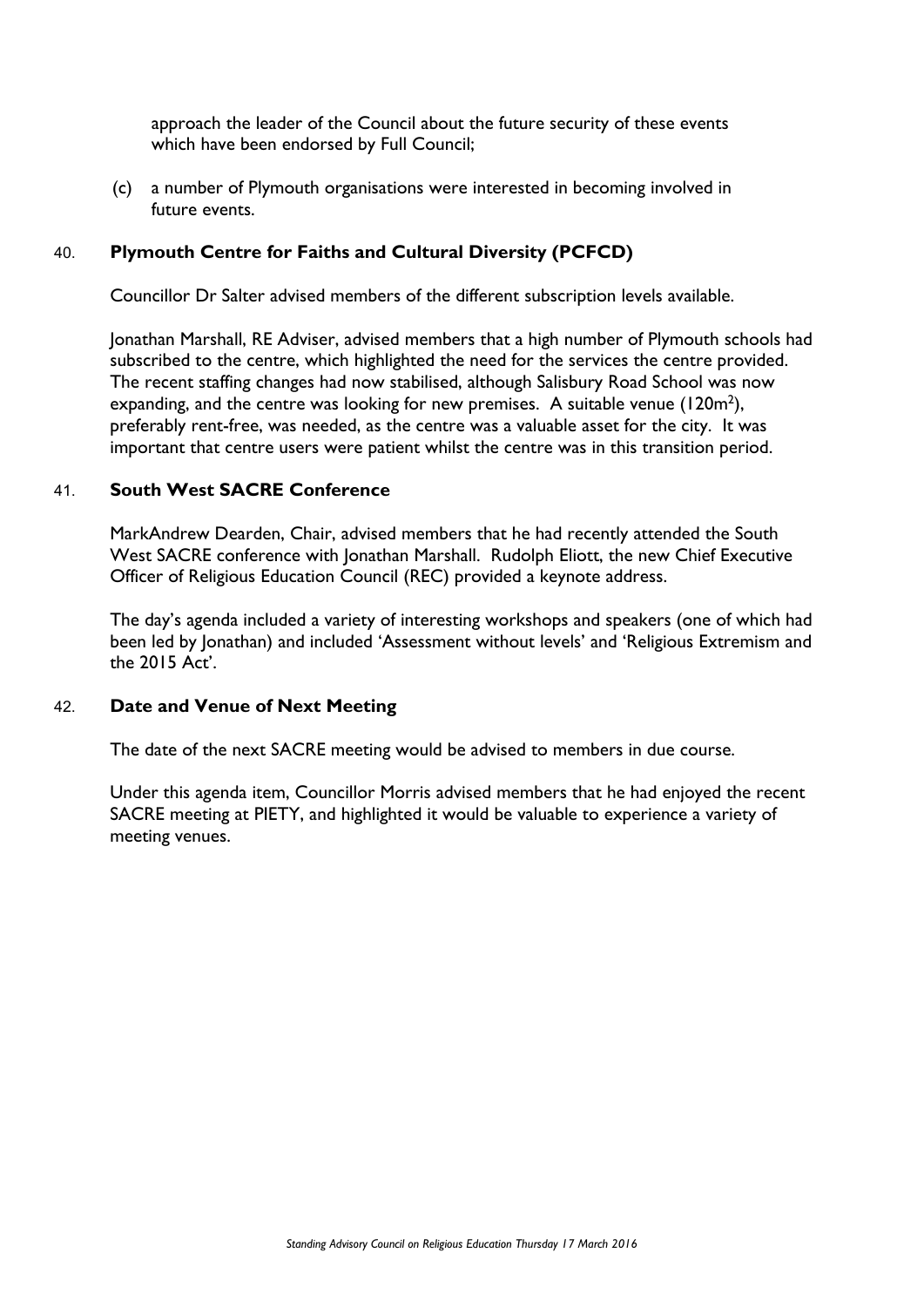approach the leader of the Council about the future security of these events which have been endorsed by Full Council;

(c) a number of Plymouth organisations were interested in becoming involved in future events.

40. **Plymouth Centre for Faiths and Cultural Diversity (PCFCD)**

Councillor Dr Salter advised members of the different subscription levels available.

Jonathan Marshall, RE Adviser, advised members that a high number of Plymouth schools had subscribed to the centre, which highlighted the need for the services the centre provided. The recent staffing changes had now stabilised, although Salisbury Road School was now expanding, and the centre was looking for new premises. A suitable venue ($120m^2$), preferably rent-free, was needed, as the centre was a valuable asset for the city. It was important that centre users were patient whilst the centre was in this transition period.

41. **South West SACRE Conference**

MarkAndrew Dearden, Chair, advised members that he had recently attended the South West SACRE conference with Jonathan Marshall. Rudolph Eliott, the new Chief Executive Officer of Religious Education Council (REC) provided a keynote address.

The day's agenda included a variety of interesting workshops and speakers (one of which had been led by Jonathan) and included 'Assessment without levels' and 'Religious Extremism and the 2015 Act'.

42. **Date and Venue of Next Meeting**

The date of the next SACRE meeting would be advised to members in due course.

Under this agenda item, Councillor Morris advised members that he had enjoyed the recent SACRE meeting at PIETY, and highlighted it would be valuable to experience a variety of meeting venues.